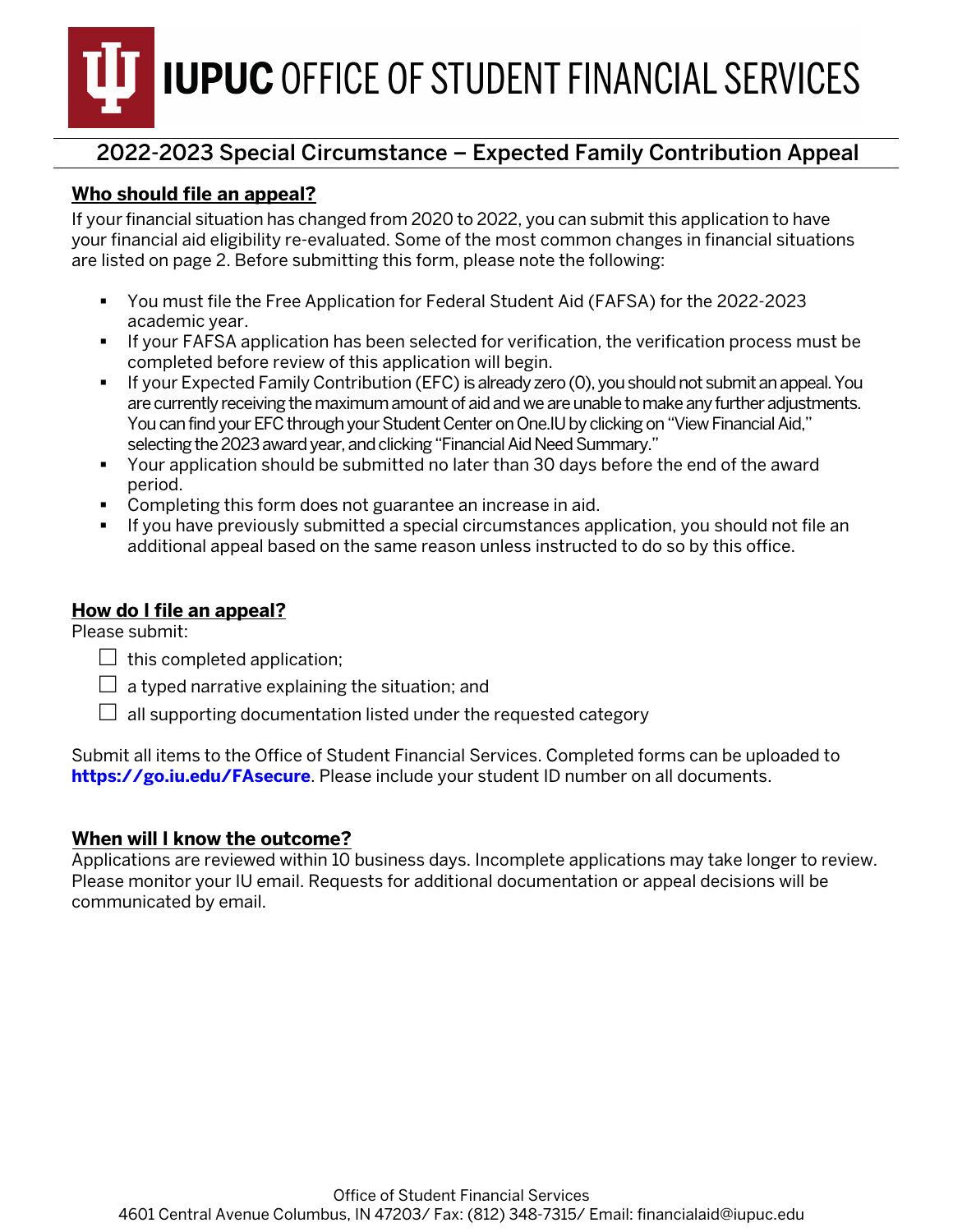# IUPUC OFFICE OF STUDENT FINANCIAL SERVICES

## 2022-2023 Special Circumstance – Expected Family Contribution Appeal

### Who should file an appeal?

If your financial situation has changed from 2020 to 2022, you can submit this application to have your financial aid eligibility re-evaluated. Some of the most common changes in financial situations are listed on page 2. Before submitting this form, please note the following:

- You must file the Free Application for Federal Student Aid (FAFSA) for the 2022-2023 academic year.
- If your FAFSA application has been selected for verification, the verification process must be completed before review of this application will begin.
- If your Expected Family Contribution (EFC) is already zero (0), you should not submit an appeal. You are currently receiving the maximum amount of aid and we are unable to make any further adjustments. You can find your EFC through your Student Center on One.IU by clicking on "View Financial Aid," selecting the 2023 award year, and clicking "Financial Aid Need Summary."
- Your application should be submitted no later than 30 days before the end of the award period.
- Completing this form does not guarantee an increase in aid.
- If you have previously submitted a special circumstances application, you should not file an additional appeal based on the same reason unless instructed to do so by this office.

### How do I file an appeal?

Please submit:

- ☐ this completed application;
- ☐ a typed narrative explaining the situation; and
- ☐ all supporting documentation listed under the requested category

Submit all items to the Office of Student Financial Services. Completed forms can be uploaded to **https://go.iu.edu/FAsecure**. Please include your student ID number on all documents.

### When will I know the outcome?

Applications are reviewed within 10 business days. Incomplete applications may take longer to review. Please monitor your IU email. Requests for additional documentation or appeal decisions will be communicated by email.

Office of Student Financial Services
4601 Central Avenue Columbus, IN 47203/ Fax: (812) 348-7315/ Email: financialaid@iupuc.edu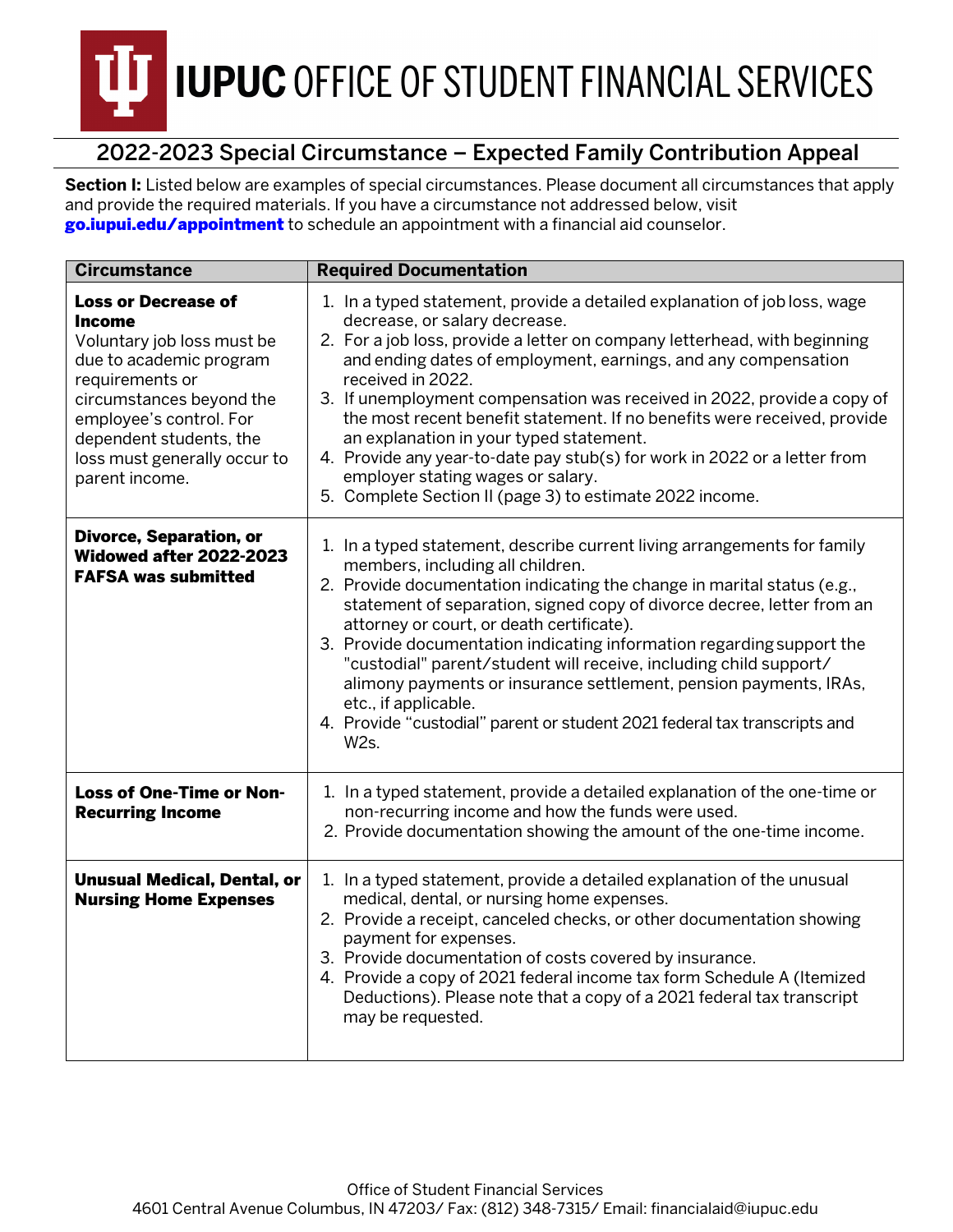# IUPUC OFFICE OF STUDENT FINANCIAL SERVICES

## 2022-2023 Special Circumstance – Expected Family Contribution Appeal

**Section I:** Listed below are examples of special circumstances. Please document all circumstances that apply and provide the required materials. If you have a circumstance not addressed below, visit **go.iupui.edu/appointment** to schedule an appointment with a financial aid counselor.

| Circumstance | Required Documentation |
|---|---|
| **Loss or Decrease of Income** Voluntary job loss must be due to academic program requirements or circumstances beyond the employee's control. For dependent students, the loss must generally occur to parent income. | 1. In a typed statement, provide a detailed explanation of job loss, wage decrease, or salary decrease. 2. For a job loss, provide a letter on company letterhead, with beginning and ending dates of employment, earnings, and any compensation received in 2022. 3. If unemployment compensation was received in 2022, provide a copy of the most recent benefit statement. If no benefits were received, provide an explanation in your typed statement. 4. Provide any year-to-date pay stub(s) for work in 2022 or a letter from employer stating wages or salary. 5. Complete Section II (page 3) to estimate 2022 income. |
| **Divorce, Separation, or Widowed after 2022-2023 FAFSA was submitted** | 1. In a typed statement, describe current living arrangements for family members, including all children. 2. Provide documentation indicating the change in marital status (e.g., statement of separation, signed copy of divorce decree, letter from an attorney or court, or death certificate). 3. Provide documentation indicating information regarding support the "custodial" parent/student will receive, including child support/ alimony payments or insurance settlement, pension payments, IRAs, etc., if applicable. 4. Provide "custodial" parent or student 2021 federal tax transcripts and W2s. |
| **Loss of One-Time or Non-Recurring Income** | 1. In a typed statement, provide a detailed explanation of the one-time or non-recurring income and how the funds were used. 2. Provide documentation showing the amount of the one-time income. |
| **Unusual Medical, Dental, or Nursing Home Expenses** | 1. In a typed statement, provide a detailed explanation of the unusual medical, dental, or nursing home expenses. 2. Provide a receipt, canceled checks, or other documentation showing payment for expenses. 3. Provide documentation of costs covered by insurance. 4. Provide a copy of 2021 federal income tax form Schedule A (Itemized Deductions). Please note that a copy of a 2021 federal tax transcript may be requested. |

Office of Student Financial Services
4601 Central Avenue Columbus, IN 47203/ Fax: (812) 348-7315/ Email: financialaid@iupuc.edu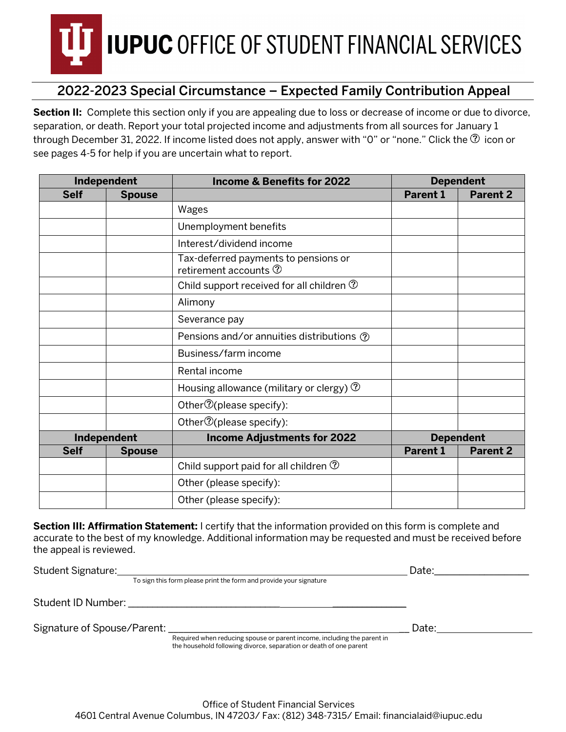# IUPUC OFFICE OF STUDENT FINANCIAL SERVICES

## 2022-2023 Special Circumstance – Expected Family Contribution Appeal

**Section II:** Complete this section only if you are appealing due to loss or decrease of income or due to divorce, separation, or death. Report your total projected income and adjustments from all sources for January 1 through December 31, 2022. If income listed does not apply, answer with "0" or "none." Click the ⓘ icon or see pages 4-5 for help if you are uncertain what to report.

| Independent | | Income & Benefits for 2022 | Dependent | |
|---|---|---|---|---|
| **Self** | **Spouse** | | **Parent 1** | **Parent 2** |
| | | Wages | | |
| | | Unemployment benefits | | |
| | | Interest/dividend income | | |
| | | Tax-deferred payments to pensions or retirement accounts ⓘ | | |
| | | Child support received for all children ⓘ | | |
| | | Alimony | | |
| | | Severance pay | | |
| | | Pensions and/or annuities distributions ⓘ | | |
| | | Business/farm income | | |
| | | Rental income | | |
| | | Housing allowance (military or clergy) ⓘ | | |
| | | Otherⓘ(please specify): | | |
| | | Otherⓘ(please specify): | | |
| **Independent** | | **Income Adjustments for 2022** | **Dependent** | |
| **Self** | **Spouse** | | **Parent 1** | **Parent 2** |
| | | Child support paid for all children ⓘ | | |
| | | Other (please specify): | | |
| | | Other (please specify): | | |

**Section III: Affirmation Statement:** I certify that the information provided on this form is complete and accurate to the best of my knowledge. Additional information may be requested and must be received before the appeal is reviewed.

Student Signature:_______________________________________________ Date:_______________
To sign this form please print the form and provide your signature

Student ID Number: _______________________________________________

Signature of Spouse/Parent: _______________________________________ Date:_______________
Required when reducing spouse or parent income, including the parent in the household following divorce, separation or death of one parent

Office of Student Financial Services
4601 Central Avenue Columbus, IN 47203/ Fax: (812) 348-7315/ Email: financialaid@iupuc.edu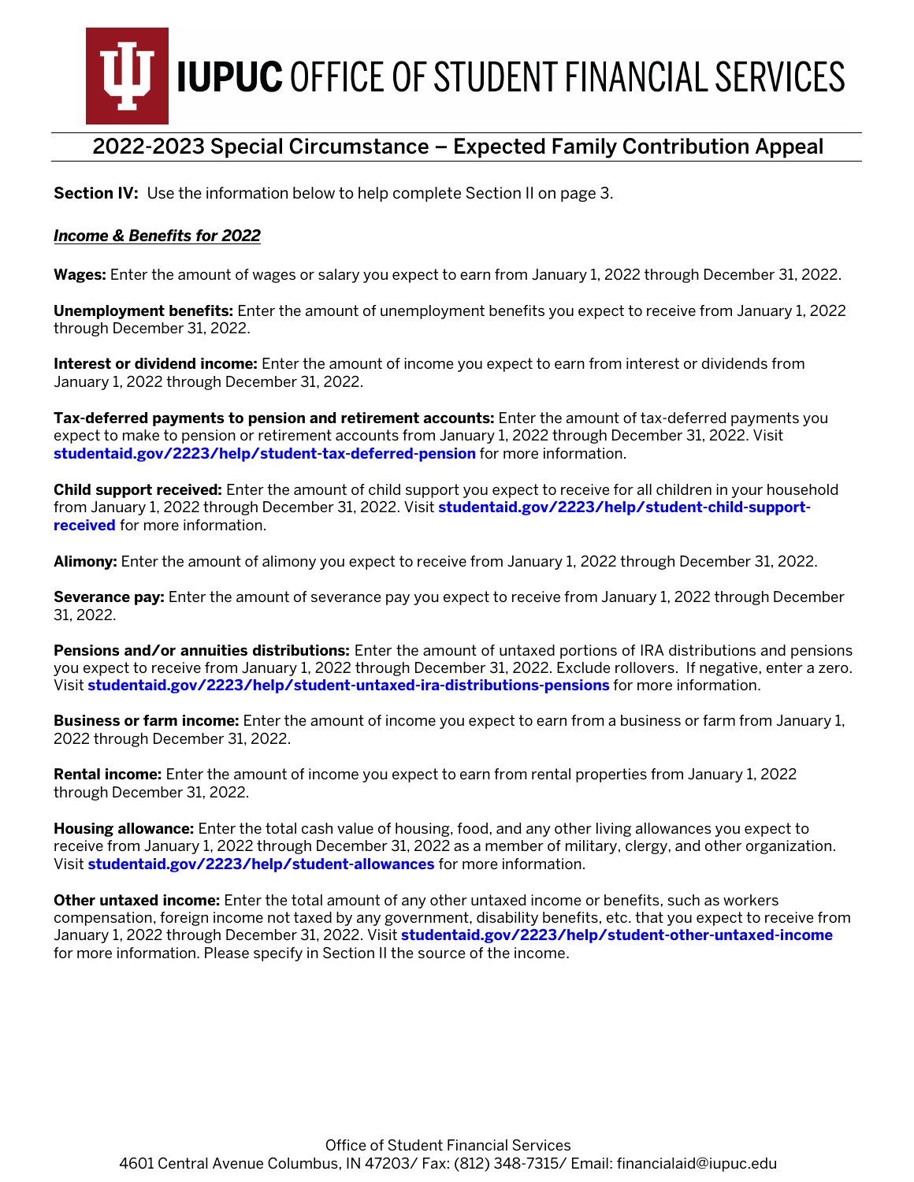# IUPUC OFFICE OF STUDENT FINANCIAL SERVICES

## 2022-2023 Special Circumstance – Expected Family Contribution Appeal

**Section IV:** Use the information below to help complete Section II on page 3.

***Income & Benefits for 2022***

**Wages:** Enter the amount of wages or salary you expect to earn from January 1, 2022 through December 31, 2022.

**Unemployment benefits:** Enter the amount of unemployment benefits you expect to receive from January 1, 2022 through December 31, 2022.

**Interest or dividend income:** Enter the amount of income you expect to earn from interest or dividends from January 1, 2022 through December 31, 2022.

**Tax-deferred payments to pension and retirement accounts:** Enter the amount of tax-deferred payments you expect to make to pension or retirement accounts from January 1, 2022 through December 31, 2022. Visit **studentaid.gov/2223/help/student-tax-deferred-pension** for more information.

**Child support received:** Enter the amount of child support you expect to receive for all children in your household from January 1, 2022 through December 31, 2022. Visit **studentaid.gov/2223/help/student-child-support-received** for more information.

**Alimony:** Enter the amount of alimony you expect to receive from January 1, 2022 through December 31, 2022.

**Severance pay:** Enter the amount of severance pay you expect to receive from January 1, 2022 through December 31, 2022.

**Pensions and/or annuities distributions:** Enter the amount of untaxed portions of IRA distributions and pensions you expect to receive from January 1, 2022 through December 31, 2022. Exclude rollovers. If negative, enter a zero. Visit **studentaid.gov/2223/help/student-untaxed-ira-distributions-pensions** for more information.

**Business or farm income:** Enter the amount of income you expect to earn from a business or farm from January 1, 2022 through December 31, 2022.

**Rental income:** Enter the amount of income you expect to earn from rental properties from January 1, 2022 through December 31, 2022.

**Housing allowance:** Enter the total cash value of housing, food, and any other living allowances you expect to receive from January 1, 2022 through December 31, 2022 as a member of military, clergy, and other organization. Visit **studentaid.gov/2223/help/student-allowances** for more information.

**Other untaxed income:** Enter the total amount of any other untaxed income or benefits, such as workers compensation, foreign income not taxed by any government, disability benefits, etc. that you expect to receive from January 1, 2022 through December 31, 2022. Visit **studentaid.gov/2223/help/student-other-untaxed-income** for more information. Please specify in Section II the source of the income.

Office of Student Financial Services
4601 Central Avenue Columbus, IN 47203/ Fax: (812) 348-7315/ Email: financialaid@iupuc.edu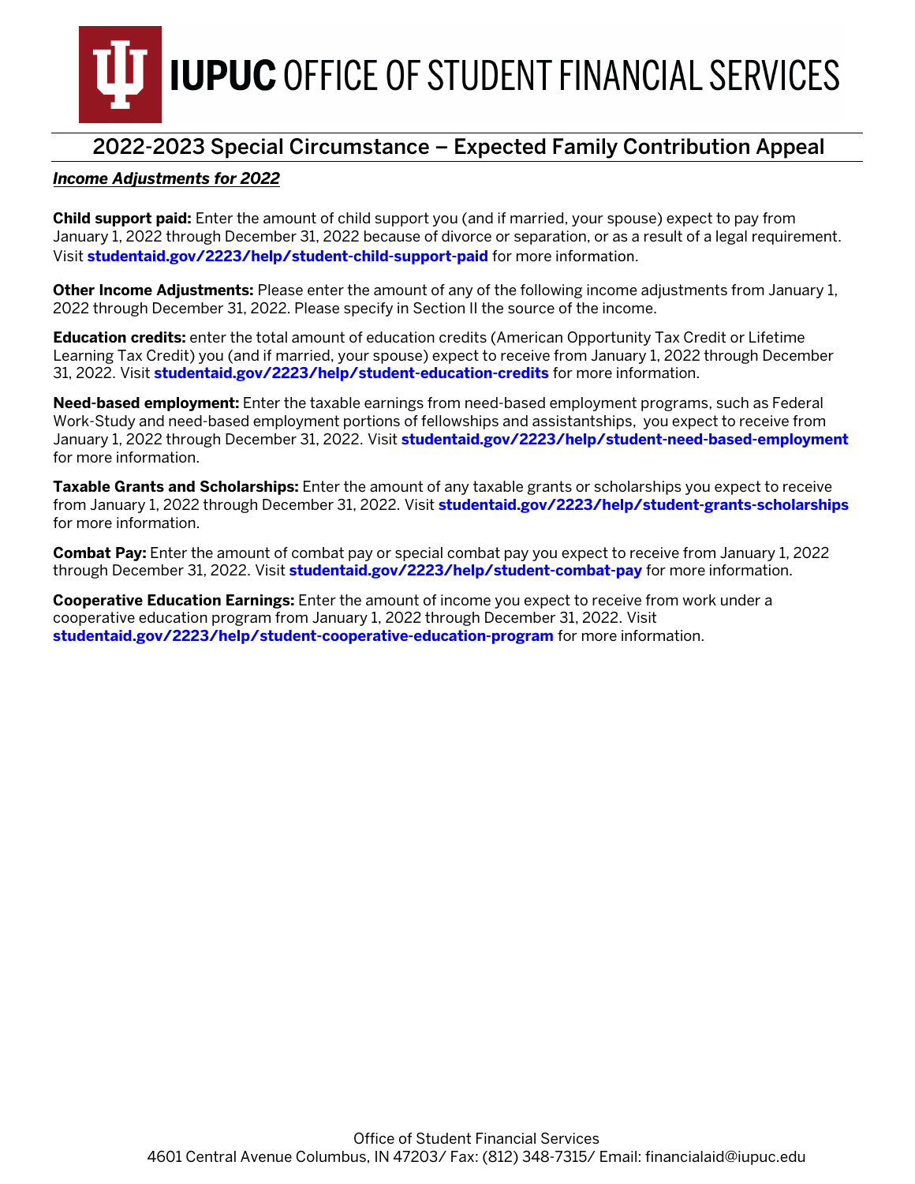# IUPUC OFFICE OF STUDENT FINANCIAL SERVICES

## 2022-2023 Special Circumstance – Expected Family Contribution Appeal

***Income Adjustments for 2022***

**Child support paid:** Enter the amount of child support you (and if married, your spouse) expect to pay from January 1, 2022 through December 31, 2022 because of divorce or separation, or as a result of a legal requirement. Visit **studentaid.gov/2223/help/student-child-support-paid** for more information.

**Other Income Adjustments:** Please enter the amount of any of the following income adjustments from January 1, 2022 through December 31, 2022. Please specify in Section II the source of the income.

**Education credits:** enter the total amount of education credits (American Opportunity Tax Credit or Lifetime Learning Tax Credit) you (and if married, your spouse) expect to receive from January 1, 2022 through December 31, 2022. Visit **studentaid.gov/2223/help/student-education-credits** for more information.

**Need-based employment:** Enter the taxable earnings from need-based employment programs, such as Federal Work-Study and need-based employment portions of fellowships and assistantships, you expect to receive from January 1, 2022 through December 31, 2022. Visit **studentaid.gov/2223/help/student-need-based-employment** for more information.

**Taxable Grants and Scholarships:** Enter the amount of any taxable grants or scholarships you expect to receive from January 1, 2022 through December 31, 2022. Visit **studentaid.gov/2223/help/student-grants-scholarships** for more information.

**Combat Pay:** Enter the amount of combat pay or special combat pay you expect to receive from January 1, 2022 through December 31, 2022. Visit **studentaid.gov/2223/help/student-combat-pay** for more information.

**Cooperative Education Earnings:** Enter the amount of income you expect to receive from work under a cooperative education program from January 1, 2022 through December 31, 2022. Visit **studentaid.gov/2223/help/student-cooperative-education-program** for more information.

Office of Student Financial Services
4601 Central Avenue Columbus, IN 47203/ Fax: (812) 348-7315/ Email: financialaid@iupuc.edu